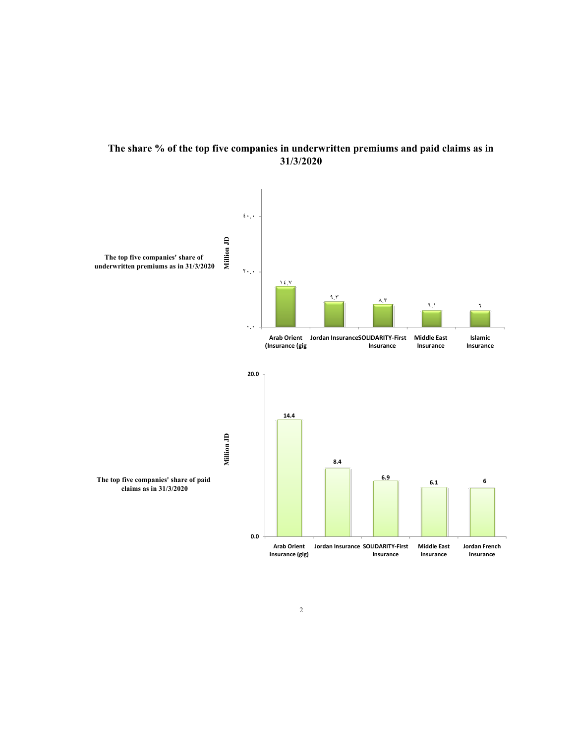# The share % of the top five companies in underwritten premiums and paid claims as in 31/3/2020

**The top five companies' share of underwritten premiums as in 31/3/2020**

| Company | Million JD |
|---|---|
| Arab Orient (Insurance (gig | ١٤.٧ |
| Jordan Insurance | ٩.٣ |
| SOLIDARITY-First Insurance | ٨.٣ |
| Middle East Insurance | ٦.١ |
| Islamic Insurance | ٦ |

**The top five companies' share of paid claims as in 31/3/2020**

| Company | Million JD |
|---|---|
| Arab Orient Insurance (gig) | 14.4 |
| Jordan Insurance | 8.4 |
| SOLIDARITY-First Insurance | 6.9 |
| Middle East Insurance | 6.1 |
| Jordan French Insurance | 6 |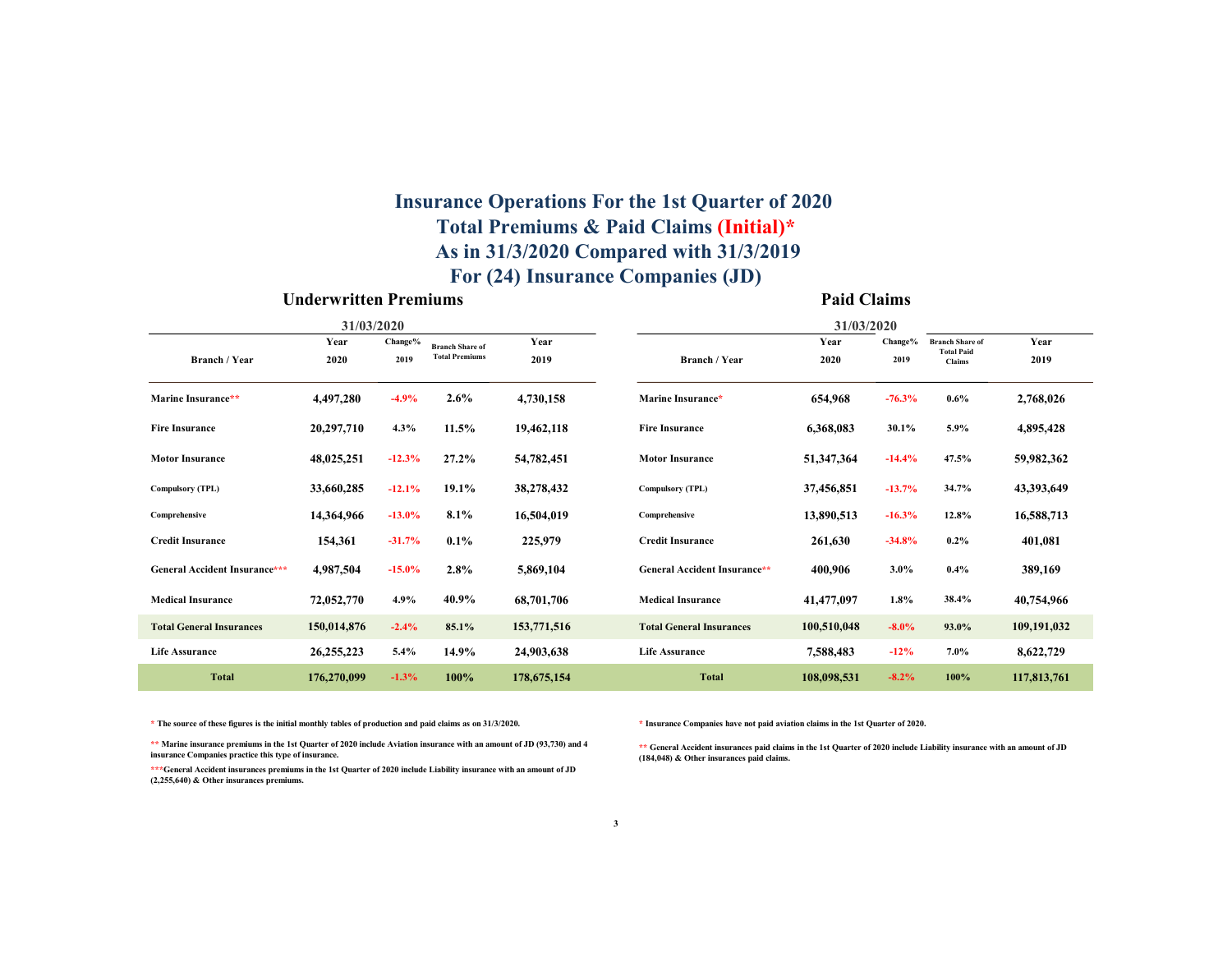# Insurance Operations For the 1st Quarter of 2020

## Total Premiums & Paid Claims (Initial)*

## As in 31/3/2020 Compared with 31/3/2019

## For (24) Insurance Companies (JD)

### Underwritten Premiums

| Branch / Year | 31/03/2020 Year 2020 | Change% 2019 | Branch Share of Total Premiums | Year 2019 |
|---|---|---|---|---|
| Marine Insurance** | 4,497,280 | -4.9% | 2.6% | 4,730,158 |
| Fire Insurance | 20,297,710 | 4.3% | 11.5% | 19,462,118 |
| Motor Insurance | 48,025,251 | -12.3% | 27.2% | 54,782,451 |
| Compulsory (TPL) | 33,660,285 | -12.1% | 19.1% | 38,278,432 |
| Comprehensive | 14,364,966 | -13.0% | 8.1% | 16,504,019 |
| Credit Insurance | 154,361 | -31.7% | 0.1% | 225,979 |
| General Accident Insurance*** | 4,987,504 | -15.0% | 2.8% | 5,869,104 |
| Medical Insurance | 72,052,770 | 4.9% | 40.9% | 68,701,706 |
| **Total General Insurances** | **150,014,876** | **-2.4%** | **85.1%** | **153,771,516** |
| Life Assurance | 26,255,223 | 5.4% | 14.9% | 24,903,638 |
| **Total** | **176,270,099** | **-1.3%** | **100%** | **178,675,154** |

\* The source of these figures is the initial monthly tables of production and paid claims as on 31/3/2020.

** Marine insurance premiums in the 1st Quarter of 2020 include Aviation insurance with an amount of JD (93,730) and 4 insurance Companies practice this type of insurance.

***General Accident insurances premiums in the 1st Quarter of 2020 include Liability insurance with an amount of JD (2,255,640) & Other insurances premiums.

### Paid Claims

| Branch / Year | 31/03/2020 Year 2020 | Change% 2019 | Branch Share of Total Paid Claims | Year 2019 |
|---|---|---|---|---|
| Marine Insurance* | 654,968 | -76.3% | 0.6% | 2,768,026 |
| Fire Insurance | 6,368,083 | 30.1% | 5.9% | 4,895,428 |
| Motor Insurance | 51,347,364 | -14.4% | 47.5% | 59,982,362 |
| Compulsory (TPL) | 37,456,851 | -13.7% | 34.7% | 43,393,649 |
| Comprehensive | 13,890,513 | -16.3% | 12.8% | 16,588,713 |
| Credit Insurance | 261,630 | -34.8% | 0.2% | 401,081 |
| General Accident Insurance** | 400,906 | 3.0% | 0.4% | 389,169 |
| Medical Insurance | 41,477,097 | 1.8% | 38.4% | 40,754,966 |
| **Total General Insurances** | **100,510,048** | **-8.0%** | **93.0%** | **109,191,032** |
| Life Assurance | 7,588,483 | -12% | 7.0% | 8,622,729 |
| **Total** | **108,098,531** | **-8.2%** | **100%** | **117,813,761** |

\* Insurance Companies have not paid aviation claims in the 1st Quarter of 2020.

** General Accident insurances paid claims in the 1st Quarter of 2020 include Liability insurance with an amount of JD (184,048) & Other insurances paid claims.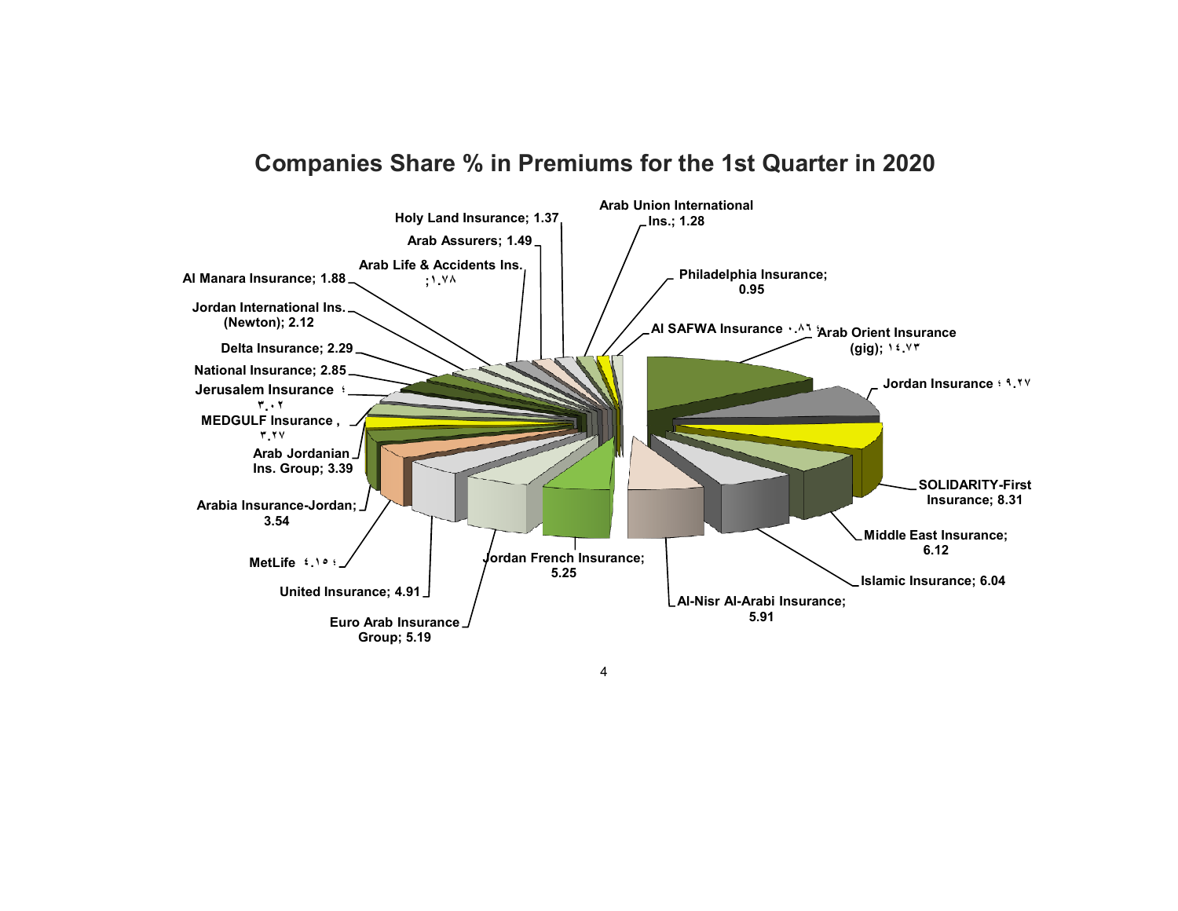## Companies Share % in Premiums for the 1st Quarter in 2020

| Company | Share % |
|---|---|
| Arab Orient Insurance (gig) | ١٤.٧٣ |
| Jordan Insurance | ٩.٢٧ |
| SOLIDARITY-First Insurance | 8.31 |
| Middle East Insurance | 6.12 |
| Islamic Insurance | 6.04 |
| Al-Nisr Al-Arabi Insurance | 5.91 |
| Jordan French Insurance | 5.25 |
| Euro Arab Insurance Group | 5.19 |
| United Insurance | 4.91 |
| MetLife | ٤.١٥ |
| Arabia Insurance-Jordan | 3.54 |
| Arab Jordanian Ins. Group | 3.39 |
| MEDGULF Insurance | ٣.٢٧ |
| Jerusalem Insurance | ٣.٠٢ |
| National Insurance | 2.85 |
| Delta Insurance | 2.29 |
| Jordan International Ins. (Newton) | 2.12 |
| Al Manara Insurance | 1.88 |
| Arab Life & Accidents Ins. | ١.٧٨ |
| Arab Assurers | 1.49 |
| Holy Land Insurance | 1.37 |
| Arab Union International Ins. | 1.28 |
| Philadelphia Insurance | 0.95 |
| Al SAFWA Insurance | ٠.٨٦ |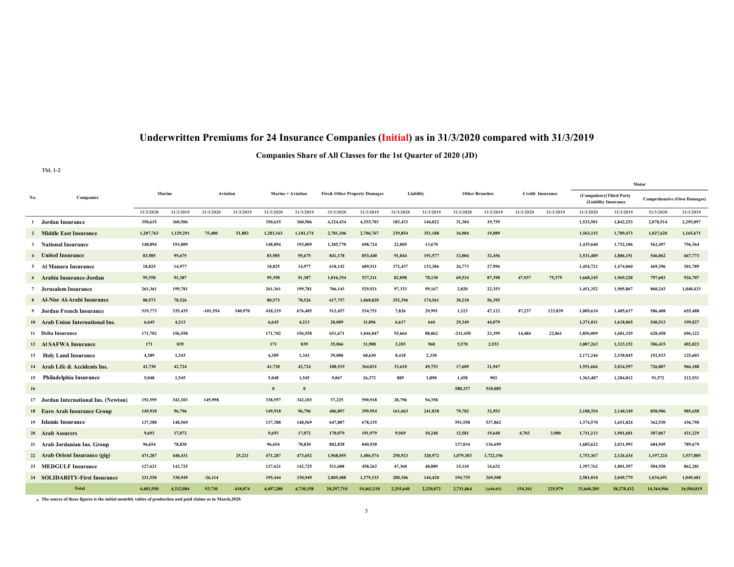# Underwritten Premiums for 24 Insurance Companies (Initial) as in 31/3/2020 compared with 31/3/2019

## Companies Share of All Classes for the 1st Quarter of 2020 (JD)

Tbl. 1-2

| No. | Companies | Marine | | Aviation | | Marine + Aviation | | Fire& Other Property Damages | | Liability | | Other Branches | | Credit Insurance | | Motor | | | |
|---|---|---|---|---|---|---|---|---|---|---|---|---|---|---|---|---|---|---|---|
| | | | | | | | | | | | | | | | | (Compulsory(Third Party (Liability Insurance | | Comprehensive (Own Damages) | |
| | | 31/3/2020 | 31/3/2019 | 31/3/2020 | 31/3/2019 | 31/3/2020 | 31/3/2019 | 31/3/2020 | 31/3/2019 | 31/3/2020 | 31/3/2019 | 31/3/2020 | 31/3/2019 | 31/3/2020 | 31/3/2019 | 31/3/2020 | 31/3/2019 | 31/3/2020 | 31/3/2019 |
| 1 | Jordan Insurance | 350,615 | 360,506 | | | 350,615 | 360,506 | 4,324,434 | 4,355,703 | 183,433 | 144,022 | 31,304 | 19,759 | | | 1,533,501 | 1,842,253 | 2,078,514 | 2,295,097 |
| 2 | Middle East Insurance | 1,207,763 | 1,129,291 | 75,400 | 51,883 | 1,283,163 | 1,181,174 | 2,781,106 | 2,706,767 | 239,854 | 351,188 | 16,904 | 19,089 | | | 1,563,115 | 1,789,473 | 1,027,620 | 1,165,671 |
| 3 | National Insurance | 148,894 | 193,809 | | | 148,894 | 193,809 | 1,385,770 | 698,724 | 22,005 | 13,678 | | | | | 1,435,640 | 1,752,106 | 562,497 | 756,364 |
| 4 | United Insurance | 83,985 | 95,675 | | | 83,985 | 95,675 | 841,178 | 853,440 | 91,044 | 191,577 | 12,004 | 32,456 | | | 1,531,489 | 1,886,151 | 546,062 | 667,773 |
| 5 | Al Manara Insurance | 18,825 | 14,977 | | | 18,825 | 14,977 | 618,142 | 689,511 | 372,437 | 133,386 | 26,773 | 27,996 | | | 1,454,721 | 1,474,060 | 469,396 | 301,789 |
| 6 | Arabia Insurance-Jordan | 95,358 | 91,387 | | | 95,358 | 91,387 | 1,016,354 | 537,311 | 82,098 | 78,130 | 69,534 | 87,398 | 47,937 | 75,379 | 1,668,245 | 1,969,228 | 797,603 | 926,707 |
| 7 | Jerusalem Insurance | 261,361 | 199,781 | | | 261,361 | 199,781 | 706,143 | 529,921 | 97,333 | 99,167 | 2,820 | 22,353 | | | 1,451,352 | 1,905,867 | 860,243 | 1,040,433 |
| 8 | Al-Nisr Al-Arabi Insurance | 80,573 | 78,526 | | | 80,573 | 78,526 | 617,757 | 1,060,820 | 352,396 | 174,561 | 30,218 | 56,395 | | | | | | |
| 9 | Jordan French Insurance | 519,773 | 335,435 | -101,554 | 340,970 | 418,219 | 676,405 | 512,457 | 534,751 | 7,826 | 29,991 | 1,323 | 47,122 | 87,237 | 123,839 | 1,009,634 | 1,485,637 | 586,408 | 655,488 |
| 10 | Arab Union International Ins. | 6,645 | 4,213 | | | 6,645 | 4,213 | 20,009 | 11,896 | 6,617 | 644 | 29,349 | 44,079 | | | 1,371,011 | 1,618,065 | 540,513 | 199,027 |
| 11 | Delta Insurance | 171,702 | 156,558 | | | 171,702 | 156,558 | 651,671 | 1,046,047 | 55,664 | 88,062 | -211,450 | 23,399 | 14,484 | 22,861 | 1,856,009 | 1,681,329 | 628,458 | 696,122 |
| 12 | Al SAFWA Insurance | 171 | 839 | | | 171 | 839 | 35,066 | 31,908 | 3,203 | 968 | 5,578 | 2,553 | | | 1,087,263 | 1,323,152 | 306,415 | 402,823 |
| 13 | Holy Land Insurance | 4,389 | 1,343 | | | 4,389 | 1,343 | 39,080 | 68,630 | 8,418 | 2,330 | | | | | 2,171,246 | 2,538,045 | 192,933 | 125,603 |
| 14 | Arab Life & Accidents Ins. | 41,730 | 42,724 | | | 41,730 | 42,724 | 188,519 | 364,031 | 33,610 | 49,753 | 17,609 | 21,947 | | | 1,551,666 | 2,024,597 | 726,807 | 966,188 |
| 15 | Philadelphia Insurance | 5,048 | 1,545 | | | 5,048 | 1,545 | 9,867 | 26,372 | 885 | 1,890 | 1,458 | 903 | | | 1,363,487 | 1,284,812 | 91,572 | 212,931 |
| 16 | | | | | | 0 | 0 | | | | | 588,337 | 510,085 | | | | | | |
| 17 | Jordan International Ins. (Newton) | 192,599 | 342,103 | 145,998 | | 338,597 | 342,103 | 37,225 | 590,918 | 28,796 | 94,358 | | | | | | | | |
| 18 | Euro Arab Insurance Group | 149,918 | 96,796 | | | 149,918 | 96,796 | 406,897 | 399,954 | 161,663 | 241,838 | 79,782 | 32,953 | | | 2,108,354 | 2,140,349 | 858,906 | 985,658 |
| 19 | Islamic Insurance | 137,388 | 148,569 | | | 137,388 | 148,569 | 647,887 | 678,335 | | | 591,558 | 537,862 | | | 1,374,570 | 1,651,824 | 362,530 | 436,750 |
| 20 | Arab Assurers | 9,693 | 17,072 | | | 9,693 | 17,072 | 170,079 | 191,979 | 9,969 | 10,248 | 12,581 | 19,648 | 4,703 | 3,900 | 1,711,213 | 1,901,681 | 307,067 | 431,229 |
| 21 | Arab Jordanian Ins. Group | 96,654 | 78,830 | | | 96,654 | 78,830 | 802,838 | 840,930 | | | 137,034 | 136,699 | | | 1,685,622 | 2,031,993 | 684,949 | 789,679 |
| 22 | Arab Orient Insurance (gig) | 471,287 | 448,431 | | 25,221 | 471,287 | 473,652 | 1,968,055 | 1,406,574 | 250,923 | 320,972 | 1,079,303 | 1,722,196 | | | 1,753,367 | 2,126,434 | 1,197,224 | 1,537,005 |
| 23 | MEDGULF Insurance | 127,621 | 142,725 | | | 127,621 | 142,725 | 511,688 | 458,263 | 47,360 | 48,889 | 15,110 | 14,632 | | | 1,397,762 | 1,801,597 | 504,558 | 862,281 |
| 24 | SOLIDARITY-First Insurance | 221,558 | 330,949 | -26,114 | | 195,444 | 330,949 | 2,005,488 | 1,379,333 | 200,106 | 144,420 | 194,735 | 269,508 | | | 2,581,018 | 2,049,779 | 1,034,691 | 1,049,401 |
| | Total | 4,403,550 | 4,312,084 | 93,730 | 418,074 | 4,497,280 | 4,730,158 | 20,297,710 | 19,462,118 | 2,255,640 | 2,220,072 | 2,731,864 | 3,649,032 | 154,361 | 225,979 | 33,660,285 | 38,278,432 | 14,364,966 | 16,504,019 |

* The source of these figures is the initial monthly tables of production and paid claims as in March,2020.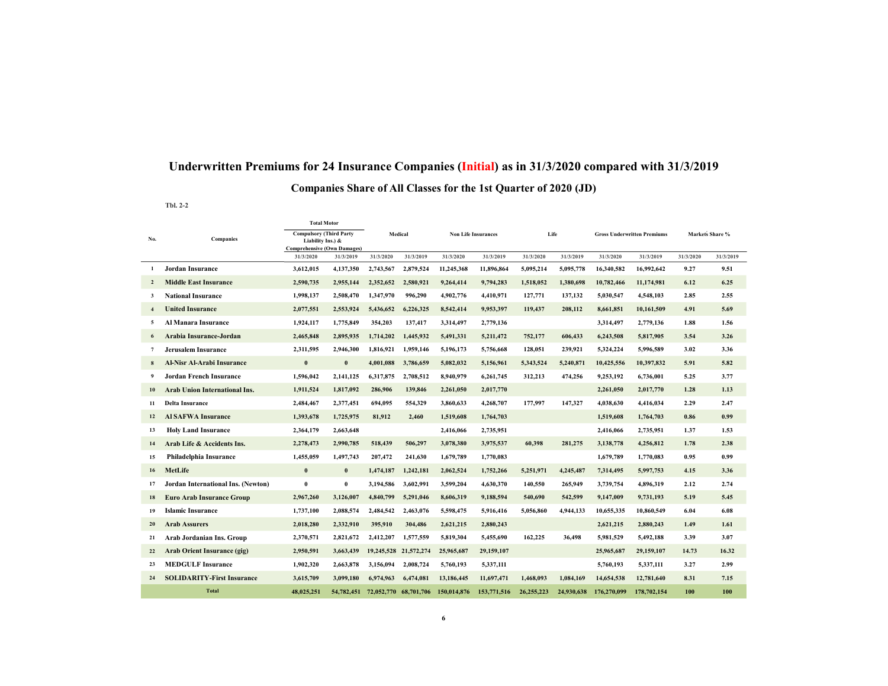# Underwritten Premiums for 24 Insurance Companies (Initial) as in 31/3/2020 compared with 31/3/2019

## Companies Share of All Classes for the 1st Quarter of 2020 (JD)

Tbl. 2-2

| No. | Companies | Total Motor Compulsory (Third Party Liability Ins.) & Comprehensive (Own Damages) | | Medical | | Non Life Insurances | | Life | | Gross Underwritten Premiums | | Market's Share % | |
|---|---|---|---|---|---|---|---|---|---|---|---|---|---|
| | | 31/3/2020 | 31/3/2019 | 31/3/2020 | 31/3/2019 | 31/3/2020 | 31/3/2019 | 31/3/2020 | 31/3/2019 | 31/3/2020 | 31/3/2019 | 31/3/2020 | 31/3/2019 |
| 1 | Jordan Insurance | 3,612,015 | 4,137,350 | 2,743,567 | 2,879,524 | 11,245,368 | 11,896,864 | 5,095,214 | 5,095,778 | 16,340,582 | 16,992,642 | 9.27 | 9.51 |
| 2 | Middle East Insurance | 2,590,735 | 2,955,144 | 2,352,652 | 2,580,921 | 9,264,414 | 9,794,283 | 1,518,052 | 1,380,698 | 10,782,466 | 11,174,981 | 6.12 | 6.25 |
| 3 | National Insurance | 1,998,137 | 2,508,470 | 1,347,970 | 996,290 | 4,902,776 | 4,410,971 | 127,771 | 137,132 | 5,030,547 | 4,548,103 | 2.85 | 2.55 |
| 4 | United Insurance | 2,077,551 | 2,553,924 | 5,436,652 | 6,226,325 | 8,542,414 | 9,953,397 | 119,437 | 208,112 | 8,661,851 | 10,161,509 | 4.91 | 5.69 |
| 5 | Al Manara Insurance | 1,924,117 | 1,775,849 | 354,203 | 137,417 | 3,314,497 | 2,779,136 | | | 3,314,497 | 2,779,136 | 1.88 | 1.56 |
| 6 | Arabia Insurance-Jordan | 2,465,848 | 2,895,935 | 1,714,202 | 1,445,932 | 5,491,331 | 5,211,472 | 752,177 | 606,433 | 6,243,508 | 5,817,905 | 3.54 | 3.26 |
| 7 | Jerusalem Insurance | 2,311,595 | 2,946,300 | 1,816,921 | 1,959,146 | 5,196,173 | 5,756,668 | 128,051 | 239,921 | 5,324,224 | 5,996,589 | 3.02 | 3.36 |
| 8 | Al-Nisr Al-Arabi Insurance | 0 | 0 | 4,001,088 | 3,786,659 | 5,082,032 | 5,156,961 | 5,343,524 | 5,240,871 | 10,425,556 | 10,397,832 | 5.91 | 5.82 |
| 9 | Jordan French Insurance | 1,596,042 | 2,141,125 | 6,317,875 | 2,708,512 | 8,940,979 | 6,261,745 | 312,213 | 474,256 | 9,253,192 | 6,736,001 | 5.25 | 3.77 |
| 10 | Arab Union International Ins. | 1,911,524 | 1,817,092 | 286,906 | 139,846 | 2,261,050 | 2,017,770 | | | 2,261,050 | 2,017,770 | 1.28 | 1.13 |
| 11 | Delta Insurance | 2,484,467 | 2,377,451 | 694,095 | 554,329 | 3,860,633 | 4,268,707 | 177,997 | 147,327 | 4,038,630 | 4,416,034 | 2.29 | 2.47 |
| 12 | Al SAFWA Insurance | 1,393,678 | 1,725,975 | 81,912 | 2,460 | 1,519,608 | 1,764,703 | | | 1,519,608 | 1,764,703 | 0.86 | 0.99 |
| 13 | Holy Land Insurance | 2,364,179 | 2,663,648 | | | 2,416,066 | 2,735,951 | | | 2,416,066 | 2,735,951 | 1.37 | 1.53 |
| 14 | Arab Life & Accidents Ins. | 2,278,473 | 2,990,785 | 518,439 | 506,297 | 3,078,380 | 3,975,537 | 60,398 | 281,275 | 3,138,778 | 4,256,812 | 1.78 | 2.38 |
| 15 | Philadelphia Insurance | 1,455,059 | 1,497,743 | 207,472 | 241,630 | 1,679,789 | 1,770,083 | | | 1,679,789 | 1,770,083 | 0.95 | 0.99 |
| 16 | MetLife | 0 | 0 | 1,474,187 | 1,242,181 | 2,062,524 | 1,752,266 | 5,251,971 | 4,245,487 | 7,314,495 | 5,997,753 | 4.15 | 3.36 |
| 17 | Jordan International Ins. (Newton) | 0 | 0 | 3,194,586 | 3,602,991 | 3,599,204 | 4,630,370 | 140,550 | 265,949 | 3,739,754 | 4,896,319 | 2.12 | 2.74 |
| 18 | Euro Arab Insurance Group | 2,967,260 | 3,126,007 | 4,840,799 | 5,291,046 | 8,606,319 | 9,188,594 | 540,690 | 542,599 | 9,147,009 | 9,731,193 | 5.19 | 5.45 |
| 19 | Islamic Insurance | 1,737,100 | 2,088,574 | 2,484,542 | 2,463,076 | 5,598,475 | 5,916,416 | 5,056,860 | 4,944,133 | 10,655,335 | 10,860,549 | 6.04 | 6.08 |
| 20 | Arab Assurers | 2,018,280 | 2,332,910 | 395,910 | 304,486 | 2,621,215 | 2,880,243 | | | 2,621,215 | 2,880,243 | 1.49 | 1.61 |
| 21 | Arab Jordanian Ins. Group | 2,370,571 | 2,821,672 | 2,412,207 | 1,577,559 | 5,819,304 | 5,455,690 | 162,225 | 36,498 | 5,981,529 | 5,492,188 | 3.39 | 3.07 |
| 22 | Arab Orient Insurance (gig) | 2,950,591 | 3,663,439 | 19,245,528 | 21,572,274 | 25,965,687 | 29,159,107 | | | 25,965,687 | 29,159,107 | 14.73 | 16.32 |
| 23 | MEDGULF Insurance | 1,902,320 | 2,663,878 | 3,156,094 | 2,008,724 | 5,760,193 | 5,337,111 | | | 5,760,193 | 5,337,111 | 3.27 | 2.99 |
| 24 | SOLIDARITY-First Insurance | 3,615,709 | 3,099,180 | 6,974,963 | 6,474,081 | 13,186,445 | 11,697,471 | 1,468,093 | 1,084,169 | 14,654,538 | 12,781,640 | 8.31 | 7.15 |
| | Total | 48,025,251 | 54,782,451 | 72,052,770 | 68,701,706 | 150,014,876 | 153,771,516 | 26,255,223 | 24,930,638 | 176,270,099 | 178,702,154 | 100 | 100 |